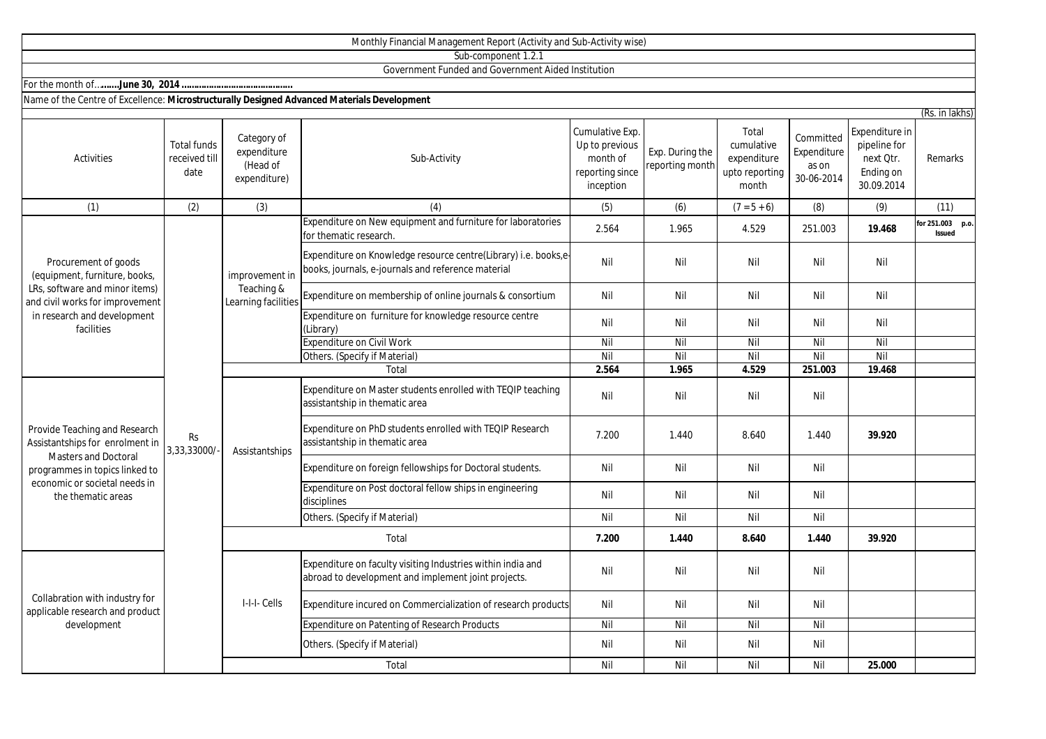Monthly Financial Management Report (Activity and Sub-Activity wise)

Sub-component 1.2.1

Government Funded and Government Aided Institution

For the month of…**…….June 30, 2014 …………………………………….**

Name of the Centre of Excellence: **Microstructurally Designed Advanced Materials Development**

(Rs. in lakhs)

| Activities | Total funds received till date | Category of expenditure (Head of expenditure) | Sub-Activity | Cumulative Exp. Up to previous month of reporting since inception | Exp. During the reporting month | Total cumulative expenditure upto reporting month | Committed Expenditure as on 30-06-2014 | Expenditure in pipeline for next Qtr. Ending on 30.09.2014 | Remarks |
|---|---|---|---|---|---|---|---|---|---|
| (1) | (2) | (3) | (4) | (5) | (6) | (7 = 5 + 6) | (8) | (9) | (11) |
| Procurement of goods (equipment, furniture, books, LRs, software and minor items) and civil works for improvement in research and development facilities | Rs 3,33,33000/- | improvement in Teaching & Learning facilities | Expenditure on New equipment and furniture for laboratories for thematic research. | 2.564 | 1.965 | 4.529 | 251.003 | **19.468** | **for 251.003 p.o. Issued** |
| | | | Expenditure on Knowledge resource centre(Library) i.e. books,e-books, journals, e-journals and reference material | Nil | Nil | Nil | Nil | Nil | |
| | | | Expenditure on membership of online journals & consortium | Nil | Nil | Nil | Nil | Nil | |
| | | | Expenditure on furniture for knowledge resource centre (Library) | Nil | Nil | Nil | Nil | Nil | |
| | | | Expenditure on Civil Work | Nil | Nil | Nil | Nil | Nil | |
| | | | Others. (Specify if Material) | Nil | Nil | Nil | Nil | Nil | |
| | | Total | | **2.564** | **1.965** | **4.529** | **251.003** | **19.468** | |
| Provide Teaching and Research Assistantships for enrolment in Masters and Doctoral programmes in topics linked to economic or societal needs in the thematic areas | | Assistantships | Expenditure on Master students enrolled with TEQIP teaching assistantship in thematic area | Nil | Nil | Nil | Nil | | |
| | | | Expenditure on PhD students enrolled with TEQIP Research assistantship in thematic area | 7.200 | 1.440 | 8.640 | 1.440 | **39.920** | |
| | | | Expenditure on foreign fellowships for Doctoral students. | Nil | Nil | Nil | Nil | | |
| | | | Expenditure on Post doctoral fellow ships in engineering disciplines | Nil | Nil | Nil | Nil | | |
| | | | Others. (Specify if Material) | Nil | Nil | Nil | Nil | | |
| | | Total | | **7.200** | **1.440** | **8.640** | **1.440** | **39.920** | |
| Collabration with industry for applicable research and product development | | I-I-I- Cells | Expenditure on faculty visiting Industries within india and abroad to development and implement joint projects. | Nil | Nil | Nil | Nil | | |
| | | | Expenditure incured on Commercialization of research products | Nil | Nil | Nil | Nil | | |
| | | | Expenditure on Patenting of Research Products | Nil | Nil | Nil | Nil | | |
| | | | Others. (Specify if Material) | Nil | Nil | Nil | Nil | | |
| | | Total | | Nil | Nil | Nil | Nil | **25.000** | |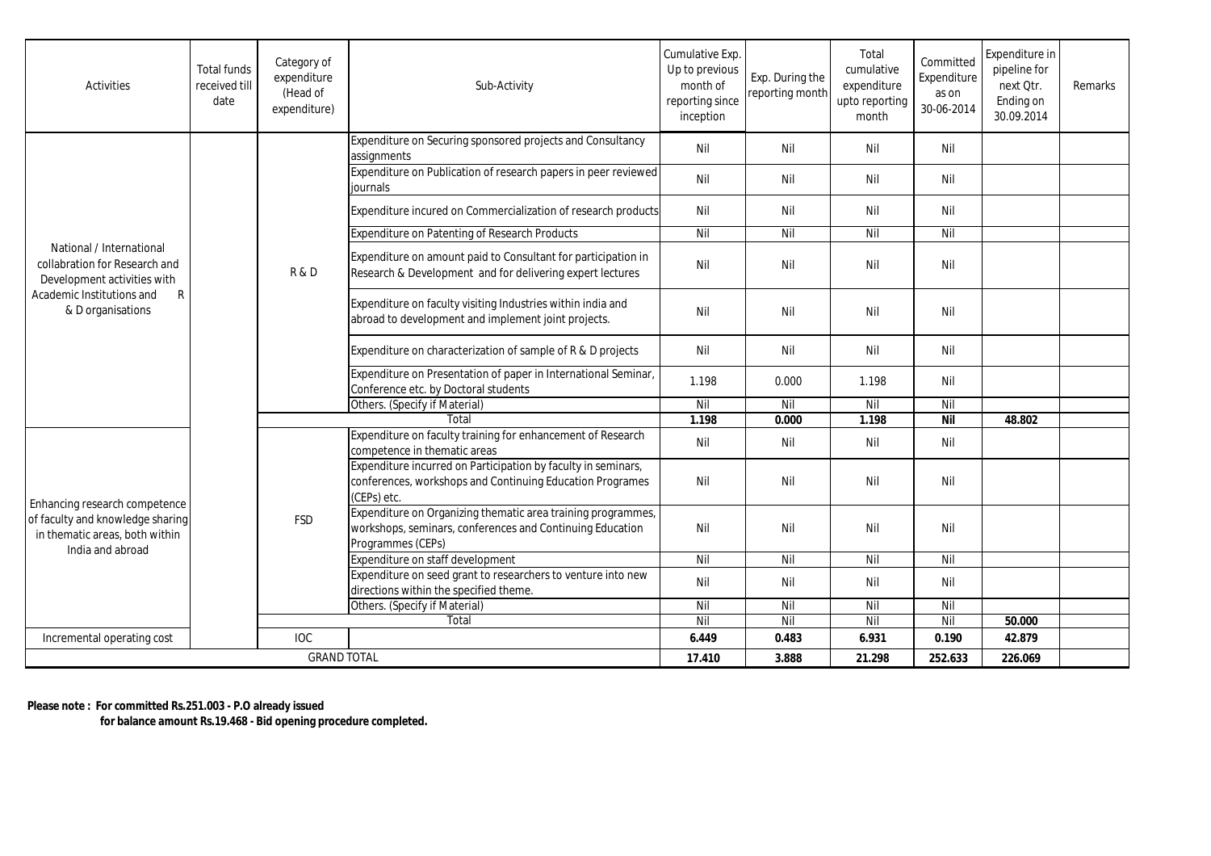| Activities | Total funds received till date | Category of expenditure (Head of expenditure) | Sub-Activity | Cumulative Exp. Up to previous month of reporting since inception | Exp. During the reporting month | Total cumulative expenditure upto reporting month | Committed Expenditure as on 30-06-2014 | Expenditure in pipeline for next Qtr. Ending on 30.09.2014 | Remarks |
|---|---|---|---|---|---|---|---|---|---|
| National / International collabration for Research and Development activities with Academic Institutions and R & D organisations | | R & D | Expenditure on Securing sponsored projects and Consultancy assignments | Nil | Nil | Nil | Nil | | |
| | | | Expenditure on Publication of research papers in peer reviewed journals | Nil | Nil | Nil | Nil | | |
| | | | Expenditure incured on Commercialization of research products | Nil | Nil | Nil | Nil | | |
| | | | Expenditure on Patenting of Research Products | Nil | Nil | Nil | Nil | | |
| | | | Expenditure on amount paid to Consultant for participation in Research & Development and for delivering expert lectures | Nil | Nil | Nil | Nil | | |
| | | | Expenditure on faculty visiting Industries within india and abroad to development and implement joint projects. | Nil | Nil | Nil | Nil | | |
| | | | Expenditure on characterization of sample of R & D projects | Nil | Nil | Nil | Nil | | |
| | | | Expenditure on Presentation of paper in International Seminar, Conference etc. by Doctoral students | 1.198 | 0.000 | 1.198 | Nil | | |
| | | | Others. (Specify if Material) | Nil | Nil | Nil | Nil | | |
| | | Total | | **1.198** | **0.000** | **1.198** | **Nil** | **48.802** | |
| Enhancing research competence of faculty and knowledge sharing in thematic areas, both within India and abroad | | FSD | Expenditure on faculty training for enhancement of Research competence in thematic areas | Nil | Nil | Nil | Nil | | |
| | | | Expenditure incurred on Participation by faculty in seminars, conferences, workshops and Continuing Education Programes (CEPs) etc. | Nil | Nil | Nil | Nil | | |
| | | | Expenditure on Organizing thematic area training programmes, workshops, seminars, conferences and Continuing Education Programmes (CEPs) | Nil | Nil | Nil | Nil | | |
| | | | Expenditure on staff development | Nil | Nil | Nil | Nil | | |
| | | | Expenditure on seed grant to researchers to venture into new directions within the specified theme. | Nil | Nil | Nil | Nil | | |
| | | | Others. (Specify if Material) | Nil | Nil | Nil | Nil | | |
| | | Total | | Nil | Nil | Nil | Nil | **50.000** | |
| Incremental operating cost | | IOC | | **6.449** | **0.483** | **6.931** | **0.190** | **42.879** | |
| GRAND TOTAL | | | | **17.410** | **3.888** | **21.298** | **252.633** | **226.069** | |

**Please note : For committed Rs.251.003 - P.O already issued**
**for balance amount Rs.19.468 - Bid opening procedure completed.**